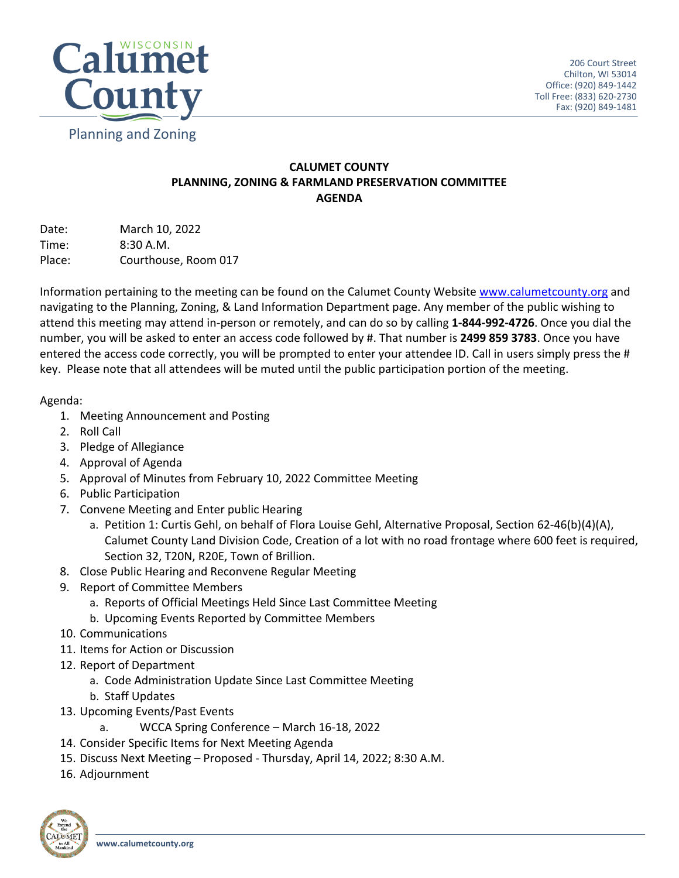Calumet County
Wisconsin
Planning and Zoning

206 Court Street
Chilton, WI 53014
Office: (920) 849-1442
Toll Free: (833) 620-2730
Fax: (920) 849-1481

# CALUMET COUNTY
# PLANNING, ZONING & FARMLAND PRESERVATION COMMITTEE
# AGENDA

Date: March 10, 2022
Time: 8:30 A.M.
Place: Courthouse, Room 017

Information pertaining to the meeting can be found on the Calumet County Website www.calumetcounty.org and navigating to the Planning, Zoning, & Land Information Department page. Any member of the public wishing to attend this meeting may attend in-person or remotely, and can do so by calling **1-844-992-4726**. Once you dial the number, you will be asked to enter an access code followed by #. That number is **2499 859 3783**. Once you have entered the access code correctly, you will be prompted to enter your attendee ID. Call in users simply press the # key. Please note that all attendees will be muted until the public participation portion of the meeting.

Agenda:

1. Meeting Announcement and Posting
2. Roll Call
3. Pledge of Allegiance
4. Approval of Agenda
5. Approval of Minutes from February 10, 2022 Committee Meeting
6. Public Participation
7. Convene Meeting and Enter public Hearing
   a. Petition 1: Curtis Gehl, on behalf of Flora Louise Gehl, Alternative Proposal, Section 62-46(b)(4)(A), Calumet County Land Division Code, Creation of a lot with no road frontage where 600 feet is required, Section 32, T20N, R20E, Town of Brillion.
8. Close Public Hearing and Reconvene Regular Meeting
9. Report of Committee Members
   a. Reports of Official Meetings Held Since Last Committee Meeting
   b. Upcoming Events Reported by Committee Members
10. Communications
11. Items for Action or Discussion
12. Report of Department
    a. Code Administration Update Since Last Committee Meeting
    b. Staff Updates
13. Upcoming Events/Past Events
    a. WCCA Spring Conference – March 16-18, 2022
14. Consider Specific Items for Next Meeting Agenda
15. Discuss Next Meeting – Proposed - Thursday, April 14, 2022; 8:30 A.M.
16. Adjournment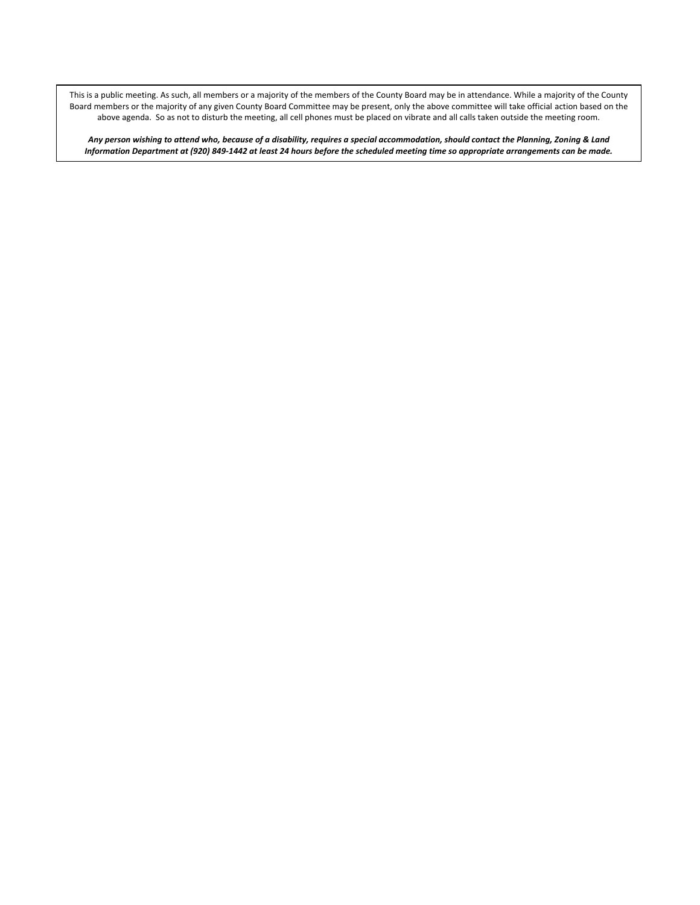This is a public meeting. As such, all members or a majority of the members of the County Board may be in attendance. While a majority of the County Board members or the majority of any given County Board Committee may be present, only the above committee will take official action based on the above agenda. So as not to disturb the meeting, all cell phones must be placed on vibrate and all calls taken outside the meeting room.

***Any person wishing to attend who, because of a disability, requires a special accommodation, should contact the Planning, Zoning & Land Information Department at (920) 849-1442 at least 24 hours before the scheduled meeting time so appropriate arrangements can be made.***